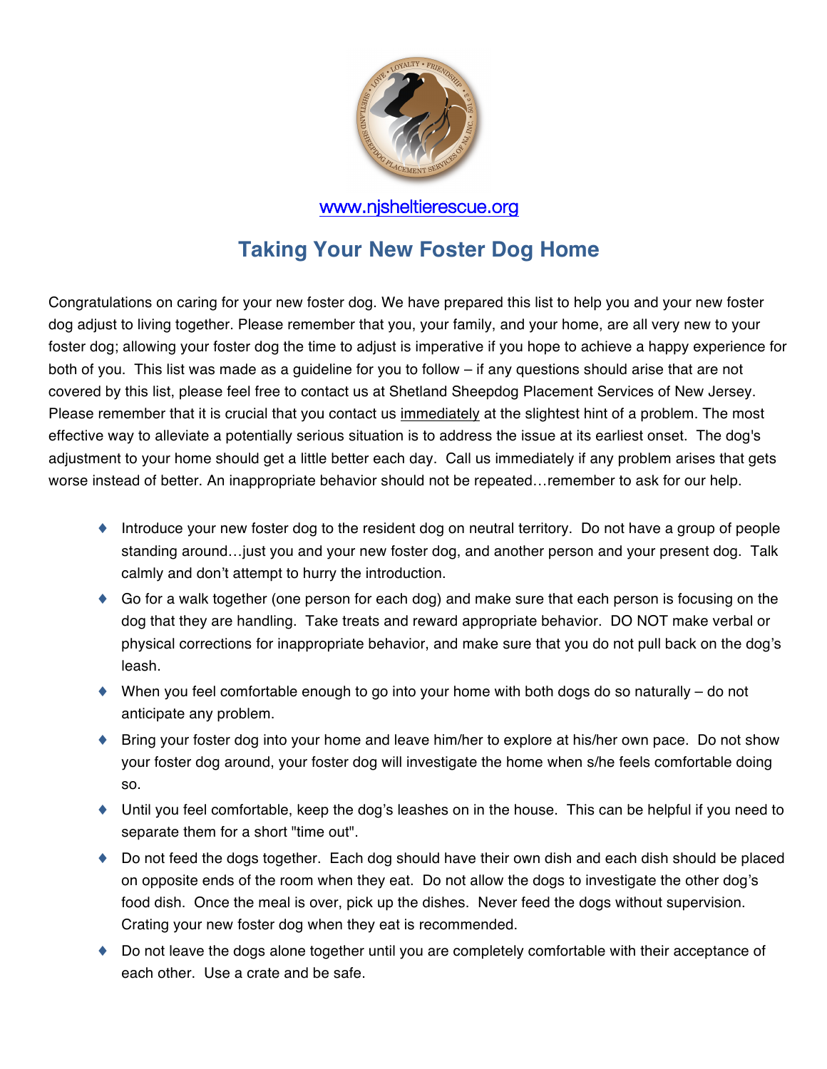www.njsheltierescue.org

# Taking Your New Foster Dog Home

Congratulations on caring for your new foster dog. We have prepared this list to help you and your new foster dog adjust to living together. Please remember that you, your family, and your home, are all very new to your foster dog; allowing your foster dog the time to adjust is imperative if you hope to achieve a happy experience for both of you. This list was made as a guideline for you to follow – if any questions should arise that are not covered by this list, please feel free to contact us at Shetland Sheepdog Placement Services of New Jersey. Please remember that it is crucial that you contact us immediately at the slightest hint of a problem. The most effective way to alleviate a potentially serious situation is to address the issue at its earliest onset. The dog's adjustment to your home should get a little better each day. Call us immediately if any problem arises that gets worse instead of better. An inappropriate behavior should not be repeated…remember to ask for our help.

- Introduce your new foster dog to the resident dog on neutral territory. Do not have a group of people standing around…just you and your new foster dog, and another person and your present dog. Talk calmly and don't attempt to hurry the introduction.
- Go for a walk together (one person for each dog) and make sure that each person is focusing on the dog that they are handling. Take treats and reward appropriate behavior. DO NOT make verbal or physical corrections for inappropriate behavior, and make sure that you do not pull back on the dog's leash.
- When you feel comfortable enough to go into your home with both dogs do so naturally – do not anticipate any problem.
- Bring your foster dog into your home and leave him/her to explore at his/her own pace. Do not show your foster dog around, your foster dog will investigate the home when s/he feels comfortable doing so.
- Until you feel comfortable, keep the dog's leashes on in the house. This can be helpful if you need to separate them for a short "time out".
- Do not feed the dogs together. Each dog should have their own dish and each dish should be placed on opposite ends of the room when they eat. Do not allow the dogs to investigate the other dog's food dish. Once the meal is over, pick up the dishes. Never feed the dogs without supervision. Crating your new foster dog when they eat is recommended.
- Do not leave the dogs alone together until you are completely comfortable with their acceptance of each other. Use a crate and be safe.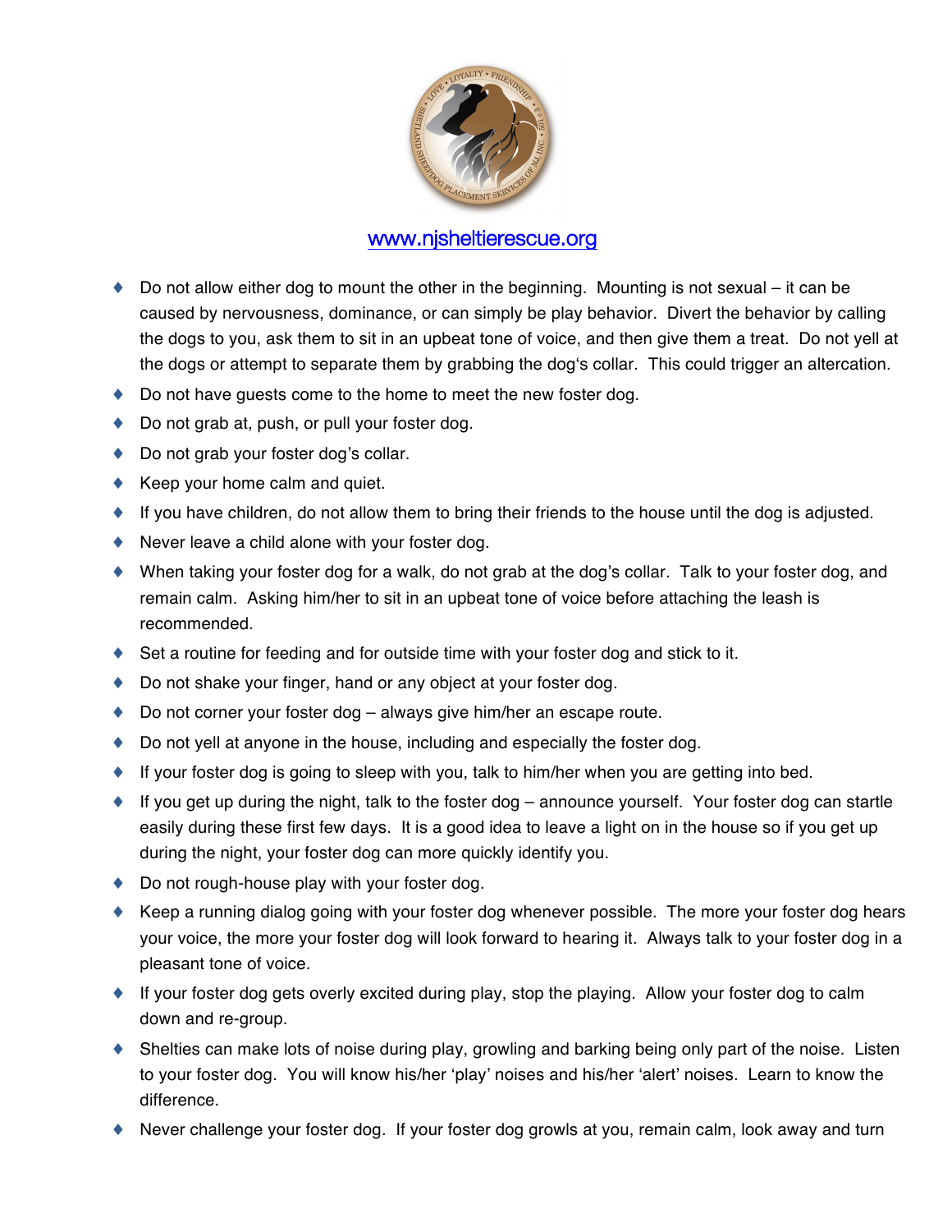www.njsheltierescue.org

- Do not allow either dog to mount the other in the beginning. Mounting is not sexual – it can be caused by nervousness, dominance, or can simply be play behavior. Divert the behavior by calling the dogs to you, ask them to sit in an upbeat tone of voice, and then give them a treat. Do not yell at the dogs or attempt to separate them by grabbing the dog's collar. This could trigger an altercation.
- Do not have guests come to the home to meet the new foster dog.
- Do not grab at, push, or pull your foster dog.
- Do not grab your foster dog's collar.
- Keep your home calm and quiet.
- If you have children, do not allow them to bring their friends to the house until the dog is adjusted.
- Never leave a child alone with your foster dog.
- When taking your foster dog for a walk, do not grab at the dog's collar. Talk to your foster dog, and remain calm. Asking him/her to sit in an upbeat tone of voice before attaching the leash is recommended.
- Set a routine for feeding and for outside time with your foster dog and stick to it.
- Do not shake your finger, hand or any object at your foster dog.
- Do not corner your foster dog – always give him/her an escape route.
- Do not yell at anyone in the house, including and especially the foster dog.
- If your foster dog is going to sleep with you, talk to him/her when you are getting into bed.
- If you get up during the night, talk to the foster dog – announce yourself. Your foster dog can startle easily during these first few days. It is a good idea to leave a light on in the house so if you get up during the night, your foster dog can more quickly identify you.
- Do not rough-house play with your foster dog.
- Keep a running dialog going with your foster dog whenever possible. The more your foster dog hears your voice, the more your foster dog will look forward to hearing it. Always talk to your foster dog in a pleasant tone of voice.
- If your foster dog gets overly excited during play, stop the playing. Allow your foster dog to calm down and re-group.
- Shelties can make lots of noise during play, growling and barking being only part of the noise. Listen to your foster dog. You will know his/her 'play' noises and his/her 'alert' noises. Learn to know the difference.
- Never challenge your foster dog. If your foster dog growls at you, remain calm, look away and turn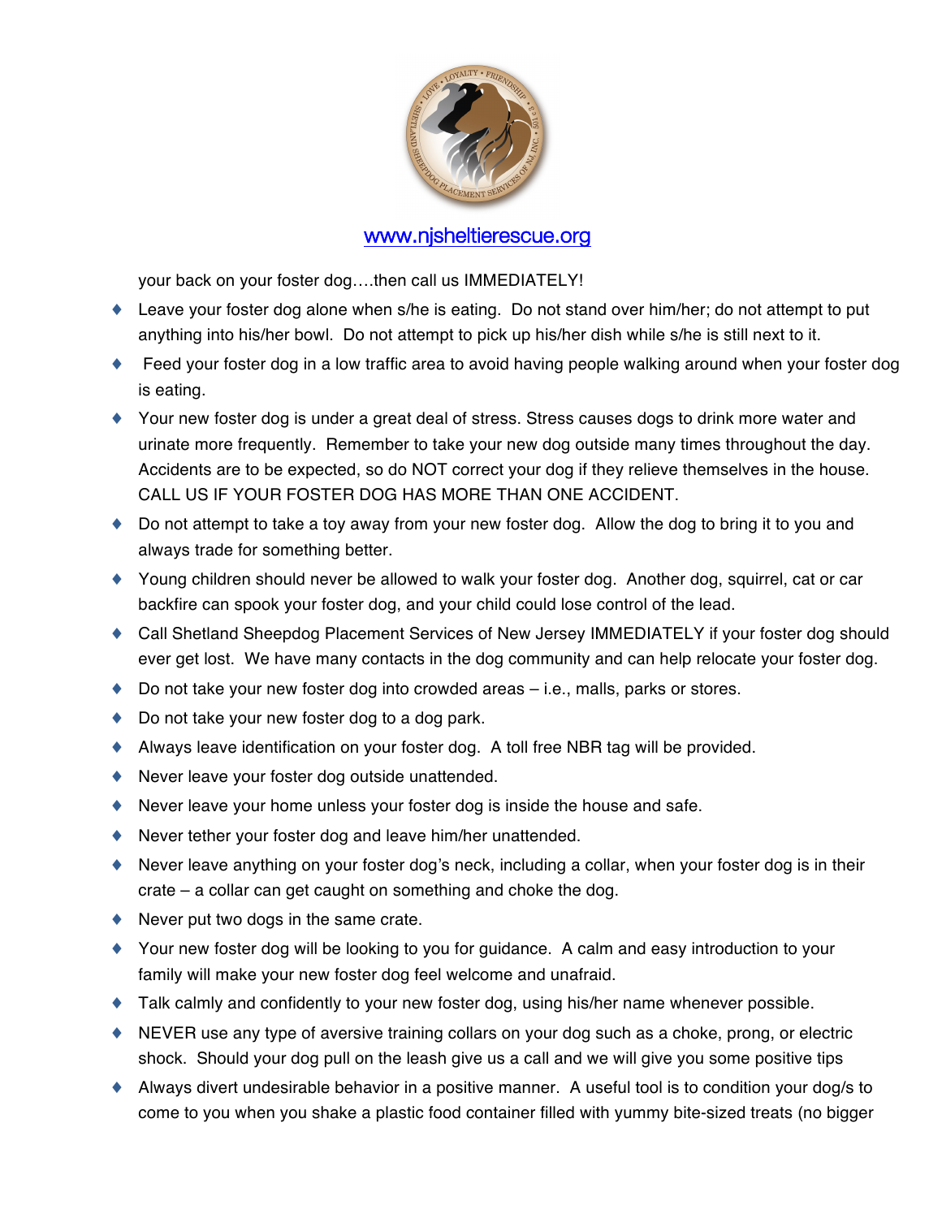your back on your foster dog….then call us IMMEDIATELY!

- Leave your foster dog alone when s/he is eating. Do not stand over him/her; do not attempt to put anything into his/her bowl. Do not attempt to pick up his/her dish while s/he is still next to it.
- Feed your foster dog in a low traffic area to avoid having people walking around when your foster dog is eating.
- Your new foster dog is under a great deal of stress. Stress causes dogs to drink more water and urinate more frequently. Remember to take your new dog outside many times throughout the day. Accidents are to be expected, so do NOT correct your dog if they relieve themselves in the house. CALL US IF YOUR FOSTER DOG HAS MORE THAN ONE ACCIDENT.
- Do not attempt to take a toy away from your new foster dog. Allow the dog to bring it to you and always trade for something better.
- Young children should never be allowed to walk your foster dog. Another dog, squirrel, cat or car backfire can spook your foster dog, and your child could lose control of the lead.
- Call Shetland Sheepdog Placement Services of New Jersey IMMEDIATELY if your foster dog should ever get lost. We have many contacts in the dog community and can help relocate your foster dog.
- Do not take your new foster dog into crowded areas – i.e., malls, parks or stores.
- Do not take your new foster dog to a dog park.
- Always leave identification on your foster dog. A toll free NBR tag will be provided.
- Never leave your foster dog outside unattended.
- Never leave your home unless your foster dog is inside the house and safe.
- Never tether your foster dog and leave him/her unattended.
- Never leave anything on your foster dog's neck, including a collar, when your foster dog is in their crate – a collar can get caught on something and choke the dog.
- Never put two dogs in the same crate.
- Your new foster dog will be looking to you for guidance. A calm and easy introduction to your family will make your new foster dog feel welcome and unafraid.
- Talk calmly and confidently to your new foster dog, using his/her name whenever possible.
- NEVER use any type of aversive training collars on your dog such as a choke, prong, or electric shock. Should your dog pull on the leash give us a call and we will give you some positive tips
- Always divert undesirable behavior in a positive manner. A useful tool is to condition your dog/s to come to you when you shake a plastic food container filled with yummy bite-sized treats (no bigger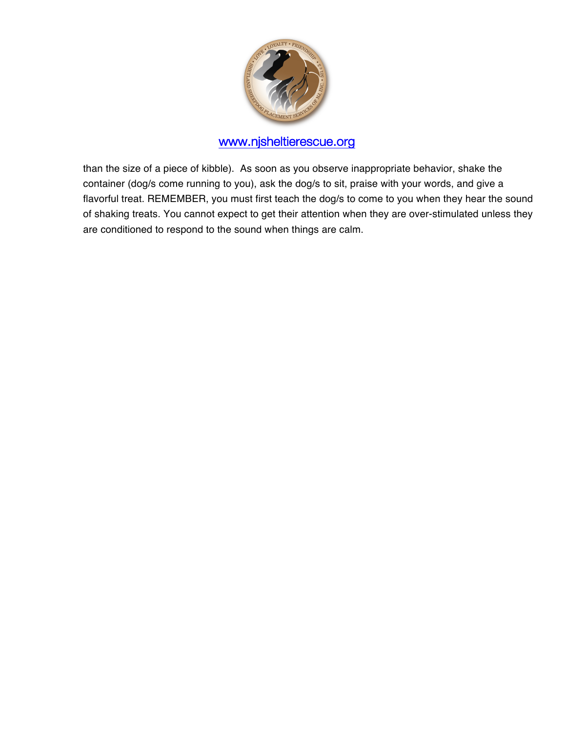than the size of a piece of kibble). As soon as you observe inappropriate behavior, shake the container (dog/s come running to you), ask the dog/s to sit, praise with your words, and give a flavorful treat. REMEMBER, you must first teach the dog/s to come to you when they hear the sound of shaking treats. You cannot expect to get their attention when they are over-stimulated unless they are conditioned to respond to the sound when things are calm.